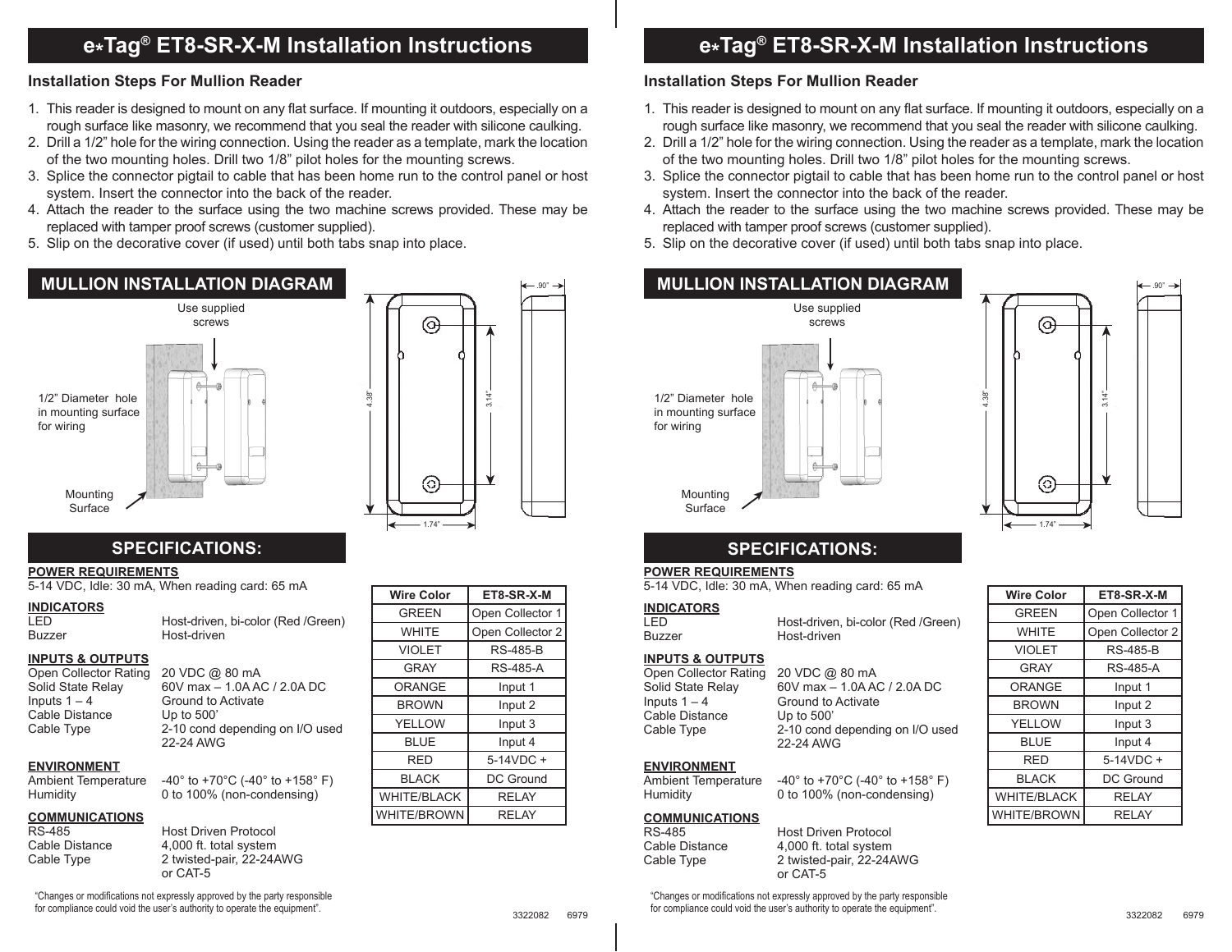# e*Tag® ET8-SR-X-M Installation Instructions

## Installation Steps For Mullion Reader

1. This reader is designed to mount on any flat surface. If mounting it outdoors, especially on a rough surface like masonry, we recommend that you seal the reader with silicone caulking.
2. Drill a 1/2" hole for the wiring connection. Using the reader as a template, mark the location of the two mounting holes. Drill two 1/8" pilot holes for the mounting screws.
3. Splice the connector pigtail to cable that has been home run to the control panel or host system. Insert the connector into the back of the reader.
4. Attach the reader to the surface using the two machine screws provided. These may be replaced with tamper proof screws (customer supplied).
5. Slip on the decorative cover (if used) until both tabs snap into place.

## MULLION INSTALLATION DIAGRAM

Use supplied screws

1/2" Diameter hole in mounting surface for wiring

Mounting Surface

.90"

4.38"

3.14"

1.74"

## SPECIFICATIONS:

**POWER REQUIREMENTS**
5-14 VDC, Idle: 30 mA, When reading card: 65 mA

**INDICATORS**

| | |
|---|---|
| LED | Host-driven, bi-color (Red /Green) |
| Buzzer | Host-driven |

**INPUTS & OUTPUTS**

| | |
|---|---|
| Open Collector Rating | 20 VDC @ 80 mA |
| Solid State Relay | 60V max – 1.0A AC / 2.0A DC |
| Inputs 1 – 4 | Ground to Activate |
| Cable Distance | Up to 500' |
| Cable Type | 2-10 cond depending on I/O used 22-24 AWG |

**ENVIRONMENT**

| | |
|---|---|
| Ambient Temperature | -40° to +70°C (-40° to +158° F) |
| Humidity | 0 to 100% (non-condensing) |

**COMMUNICATIONS**

| | |
|---|---|
| RS-485 | Host Driven Protocol |
| Cable Distance | 4,000 ft. total system |
| Cable Type | 2 twisted-pair, 22-24AWG or CAT-5 |

| Wire Color | ET8-SR-X-M |
|---|---|
| GREEN | Open Collector 1 |
| WHITE | Open Collector 2 |
| VIOLET | RS-485-B |
| GRAY | RS-485-A |
| ORANGE | Input 1 |
| BROWN | Input 2 |
| YELLOW | Input 3 |
| BLUE | Input 4 |
| RED | 5-14VDC + |
| BLACK | DC Ground |
| WHITE/BLACK | RELAY |
| WHITE/BROWN | RELAY |

"Changes or modifications not expressly approved by the party responsible for compliance could void the user's authority to operate the equipment".

3322082 6979

# e*Tag® ET8-SR-X-M Installation Instructions

## Installation Steps For Mullion Reader

1. This reader is designed to mount on any flat surface. If mounting it outdoors, especially on a rough surface like masonry, we recommend that you seal the reader with silicone caulking.
2. Drill a 1/2" hole for the wiring connection. Using the reader as a template, mark the location of the two mounting holes. Drill two 1/8" pilot holes for the mounting screws.
3. Splice the connector pigtail to cable that has been home run to the control panel or host system. Insert the connector into the back of the reader.
4. Attach the reader to the surface using the two machine screws provided. These may be replaced with tamper proof screws (customer supplied).
5. Slip on the decorative cover (if used) until both tabs snap into place.

## MULLION INSTALLATION DIAGRAM

Use supplied screws

1/2" Diameter hole in mounting surface for wiring

Mounting Surface

.90"

4.38"

3.14"

1.74"

## SPECIFICATIONS:

**POWER REQUIREMENTS**
5-14 VDC, Idle: 30 mA, When reading card: 65 mA

**INDICATORS**

| | |
|---|---|
| LED | Host-driven, bi-color (Red /Green) |
| Buzzer | Host-driven |

**INPUTS & OUTPUTS**

| | |
|---|---|
| Open Collector Rating | 20 VDC @ 80 mA |
| Solid State Relay | 60V max – 1.0A AC / 2.0A DC |
| Inputs 1 – 4 | Ground to Activate |
| Cable Distance | Up to 500' |
| Cable Type | 2-10 cond depending on I/O used 22-24 AWG |

**ENVIRONMENT**

| | |
|---|---|
| Ambient Temperature | -40° to +70°C (-40° to +158° F) |
| Humidity | 0 to 100% (non-condensing) |

**COMMUNICATIONS**

| | |
|---|---|
| RS-485 | Host Driven Protocol |
| Cable Distance | 4,000 ft. total system |
| Cable Type | 2 twisted-pair, 22-24AWG or CAT-5 |

| Wire Color | ET8-SR-X-M |
|---|---|
| GREEN | Open Collector 1 |
| WHITE | Open Collector 2 |
| VIOLET | RS-485-B |
| GRAY | RS-485-A |
| ORANGE | Input 1 |
| BROWN | Input 2 |
| YELLOW | Input 3 |
| BLUE | Input 4 |
| RED | 5-14VDC + |
| BLACK | DC Ground |
| WHITE/BLACK | RELAY |
| WHITE/BROWN | RELAY |

"Changes or modifications not expressly approved by the party responsible for compliance could void the user's authority to operate the equipment".

3322082 6979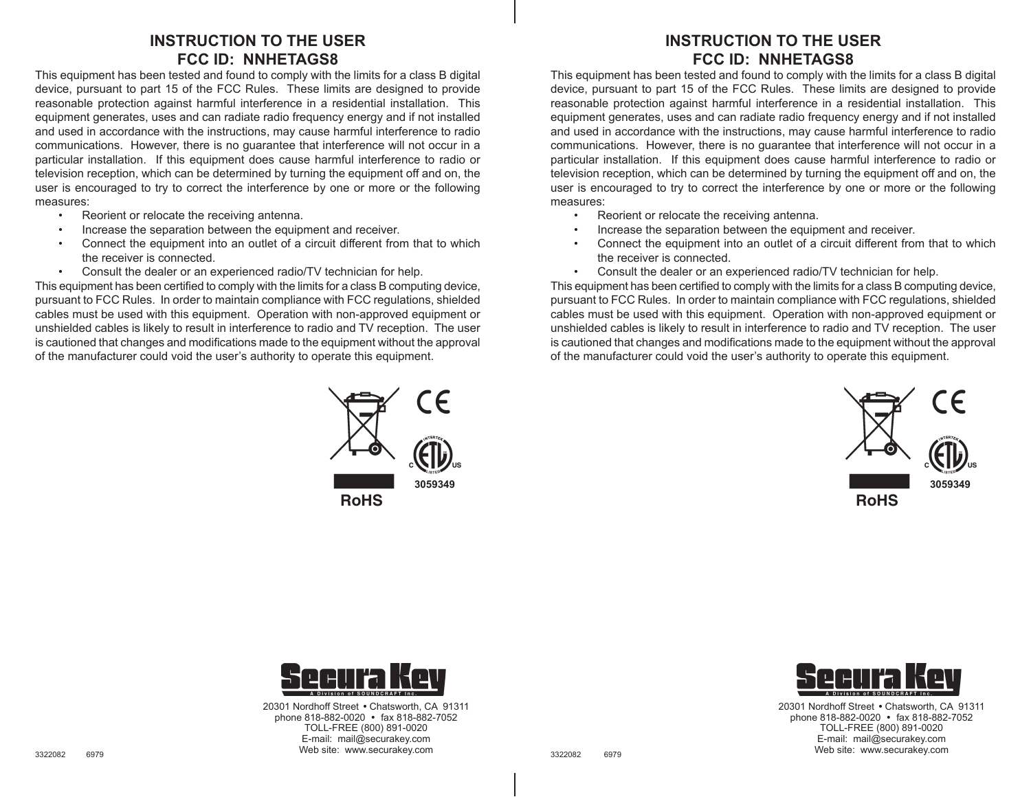# INSTRUCTION TO THE USER
## FCC ID: NNHETAGS8

This equipment has been tested and found to comply with the limits for a class B digital device, pursuant to part 15 of the FCC Rules. These limits are designed to provide reasonable protection against harmful interference in a residential installation. This equipment generates, uses and can radiate radio frequency energy and if not installed and used in accordance with the instructions, may cause harmful interference to radio communications. However, there is no guarantee that interference will not occur in a particular installation. If this equipment does cause harmful interference to radio or television reception, which can be determined by turning the equipment off and on, the user is encouraged to try to correct the interference by one or more or the following measures:

- Reorient or relocate the receiving antenna.
- Increase the separation between the equipment and receiver.
- Connect the equipment into an outlet of a circuit different from that to which the receiver is connected.
- Consult the dealer or an experienced radio/TV technician for help.

This equipment has been certified to comply with the limits for a class B computing device, pursuant to FCC Rules. In order to maintain compliance with FCC regulations, shielded cables must be used with this equipment. Operation with non-approved equipment or unshielded cables is likely to result in interference to radio and TV reception. The user is cautioned that changes and modifications made to the equipment without the approval of the manufacturer could void the user's authority to operate this equipment.

RoHS

3059349

Secura Key
A Division of SOUNDCRAFT Inc.

20301 Nordhoff Street • Chatsworth, CA 91311
phone 818-882-0020 • fax 818-882-7052
TOLL-FREE (800) 891-0020
E-mail: mail@securakey.com
Web site: www.securakey.com

3322082 6979

# INSTRUCTION TO THE USER
## FCC ID: NNHETAGS8

This equipment has been tested and found to comply with the limits for a class B digital device, pursuant to part 15 of the FCC Rules. These limits are designed to provide reasonable protection against harmful interference in a residential installation. This equipment generates, uses and can radiate radio frequency energy and if not installed and used in accordance with the instructions, may cause harmful interference to radio communications. However, there is no guarantee that interference will not occur in a particular installation. If this equipment does cause harmful interference to radio or television reception, which can be determined by turning the equipment off and on, the user is encouraged to try to correct the interference by one or more or the following measures:

- Reorient or relocate the receiving antenna.
- Increase the separation between the equipment and receiver.
- Connect the equipment into an outlet of a circuit different from that to which the receiver is connected.
- Consult the dealer or an experienced radio/TV technician for help.

This equipment has been certified to comply with the limits for a class B computing device, pursuant to FCC Rules. In order to maintain compliance with FCC regulations, shielded cables must be used with this equipment. Operation with non-approved equipment or unshielded cables is likely to result in interference to radio and TV reception. The user is cautioned that changes and modifications made to the equipment without the approval of the manufacturer could void the user's authority to operate this equipment.

RoHS

3059349

Secura Key
A Division of SOUNDCRAFT Inc.

20301 Nordhoff Street • Chatsworth, CA 91311
phone 818-882-0020 • fax 818-882-7052
TOLL-FREE (800) 891-0020
E-mail: mail@securakey.com
Web site: www.securakey.com

3322082 6979